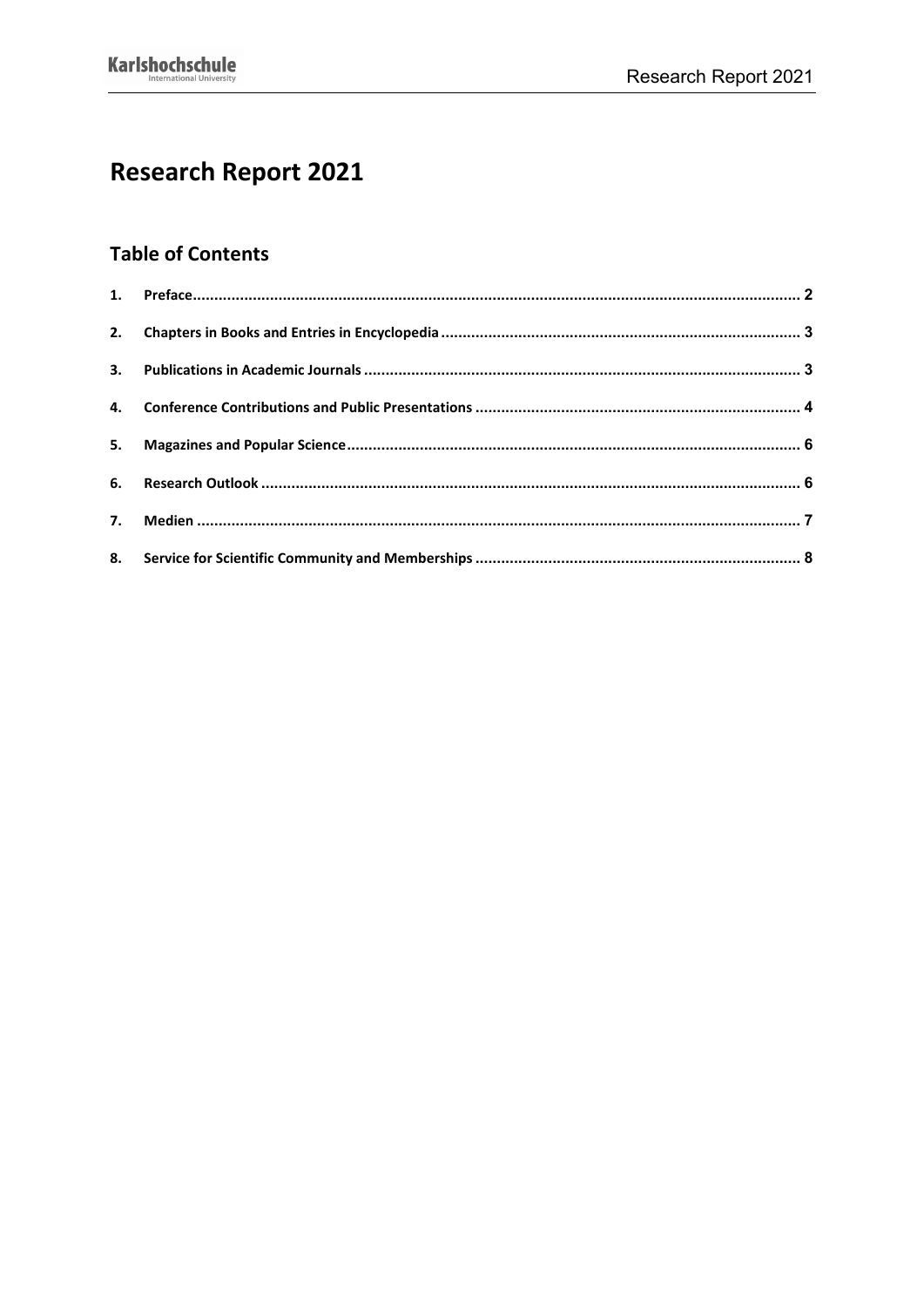# Research Report 2021

## Table of Contents

1. Preface ........................................................................................................................ 2
2. Chapters in Books and Entries in Encyclopedia ............................................................ 3
3. Publications in Academic Journals .............................................................................. 3
4. Conference Contributions and Public Presentations ..................................................... 4
5. Magazines and Popular Science .................................................................................. 6
6. Research Outlook ........................................................................................................ 6
7. Medien ........................................................................................................................ 7
8. Service for Scientific Community and Memberships ..................................................... 8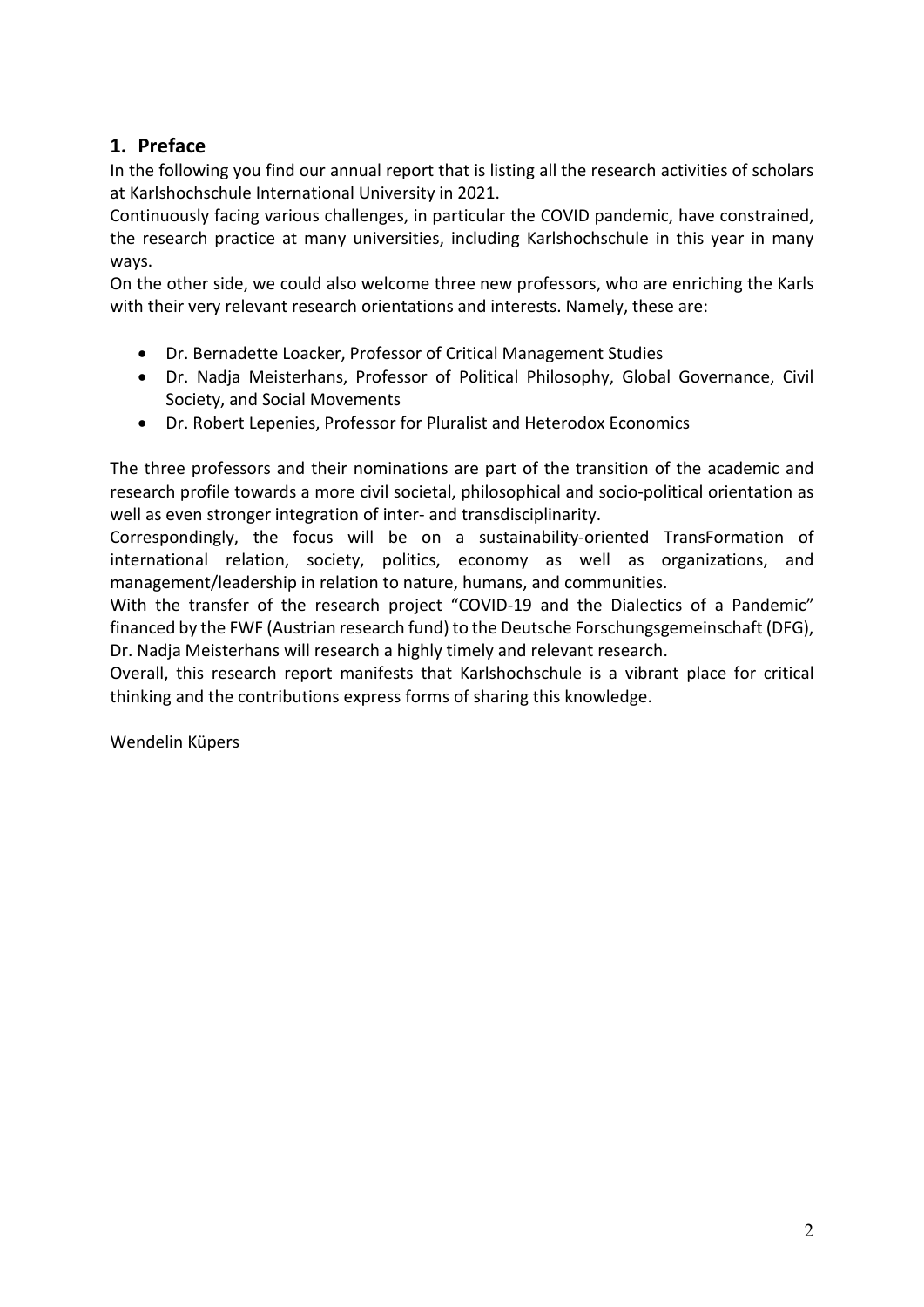## 1. Preface

In the following you find our annual report that is listing all the research activities of scholars at Karlshochschule International University in 2021.

Continuously facing various challenges, in particular the COVID pandemic, have constrained, the research practice at many universities, including Karlshochschule in this year in many ways.

On the other side, we could also welcome three new professors, who are enriching the Karls with their very relevant research orientations and interests. Namely, these are:

- Dr. Bernadette Loacker, Professor of Critical Management Studies
- Dr. Nadja Meisterhans, Professor of Political Philosophy, Global Governance, Civil Society, and Social Movements
- Dr. Robert Lepenies, Professor for Pluralist and Heterodox Economics

The three professors and their nominations are part of the transition of the academic and research profile towards a more civil societal, philosophical and socio-political orientation as well as even stronger integration of inter- and transdisciplinarity.

Correspondingly, the focus will be on a sustainability-oriented TransFormation of international relation, society, politics, economy as well as organizations, and management/leadership in relation to nature, humans, and communities.

With the transfer of the research project “COVID-19 and the Dialectics of a Pandemic” financed by the FWF (Austrian research fund) to the Deutsche Forschungsgemeinschaft (DFG), Dr. Nadja Meisterhans will research a highly timely and relevant research.

Overall, this research report manifests that Karlshochschule is a vibrant place for critical thinking and the contributions express forms of sharing this knowledge.

Wendelin Küpers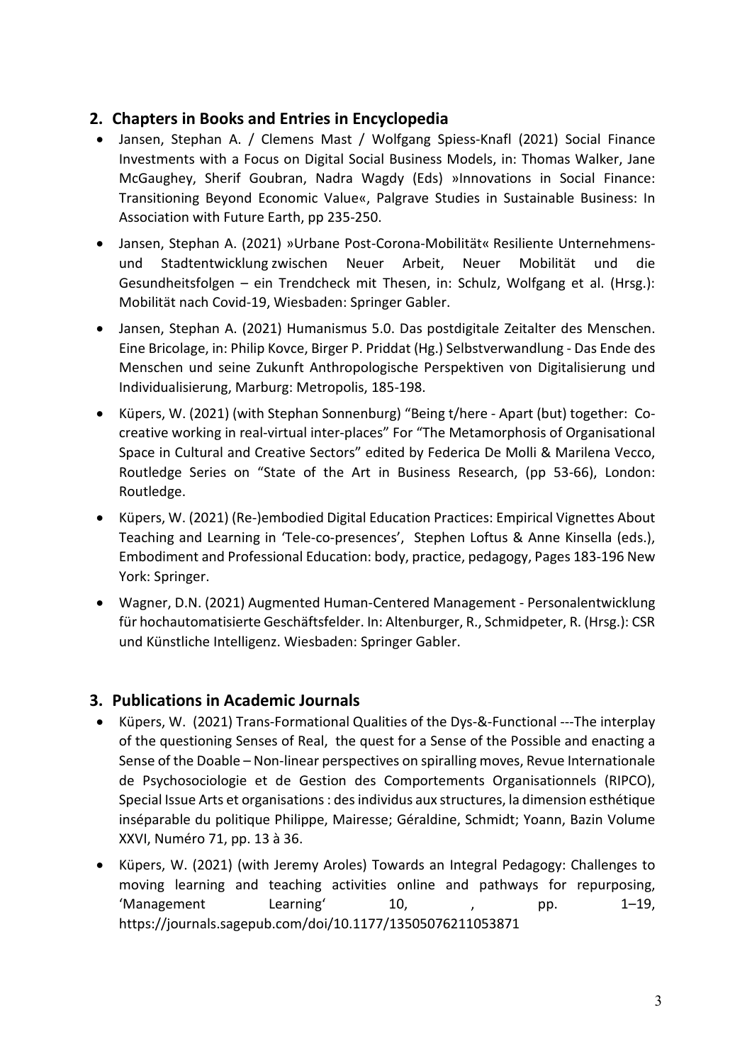## 2. Chapters in Books and Entries in Encyclopedia

- Jansen, Stephan A. / Clemens Mast / Wolfgang Spiess-Knafl (2021) Social Finance Investments with a Focus on Digital Social Business Models, in: Thomas Walker, Jane McGaughey, Sherif Goubran, Nadra Wagdy (Eds) »Innovations in Social Finance: Transitioning Beyond Economic Value«, Palgrave Studies in Sustainable Business: In Association with Future Earth, pp 235-250.
- Jansen, Stephan A. (2021) »Urbane Post-Corona-Mobilität« Resiliente Unternehmens- und Stadtentwicklung zwischen Neuer Arbeit, Neuer Mobilität und die Gesundheitsfolgen – ein Trendcheck mit Thesen, in: Schulz, Wolfgang et al. (Hrsg.): Mobilität nach Covid-19, Wiesbaden: Springer Gabler.
- Jansen, Stephan A. (2021) Humanismus 5.0. Das postdigitale Zeitalter des Menschen. Eine Bricolage, in: Philip Kovce, Birger P. Priddat (Hg.) Selbstverwandlung - Das Ende des Menschen und seine Zukunft Anthropologische Perspektiven von Digitalisierung und Individualisierung, Marburg: Metropolis, 185-198.
- Küpers, W. (2021) (with Stephan Sonnenburg) "Being t/here - Apart (but) together: Co-creative working in real-virtual inter-places" For "The Metamorphosis of Organisational Space in Cultural and Creative Sectors" edited by Federica De Molli & Marilena Vecco, Routledge Series on "State of the Art in Business Research, (pp 53-66), London: Routledge.
- Küpers, W. (2021) (Re-)embodied Digital Education Practices: Empirical Vignettes About Teaching and Learning in 'Tele-co-presences', Stephen Loftus & Anne Kinsella (eds.), Embodiment and Professional Education: body, practice, pedagogy, Pages 183-196 New York: Springer.
- Wagner, D.N. (2021) Augmented Human-Centered Management - Personalentwicklung für hochautomatisierte Geschäftsfelder. In: Altenburger, R., Schmidpeter, R. (Hrsg.): CSR und Künstliche Intelligenz. Wiesbaden: Springer Gabler.

## 3. Publications in Academic Journals

- Küpers, W. (2021) Trans-Formational Qualities of the Dys-&-Functional ---The interplay of the questioning Senses of Real, the quest for a Sense of the Possible and enacting a Sense of the Doable – Non-linear perspectives on spiralling moves, Revue Internationale de Psychosociologie et de Gestion des Comportements Organisationnels (RIPCO), Special Issue Arts et organisations : des individus aux structures, la dimension esthétique inséparable du politique Philippe, Mairesse; Géraldine, Schmidt; Yoann, Bazin Volume XXVI, Numéro 71, pp. 13 à 36.
- Küpers, W. (2021) (with Jeremy Aroles) Towards an Integral Pedagogy: Challenges to moving learning and teaching activities online and pathways for repurposing, 'Management Learning' 10, , pp. 1–19, https://journals.sagepub.com/doi/10.1177/13505076211053871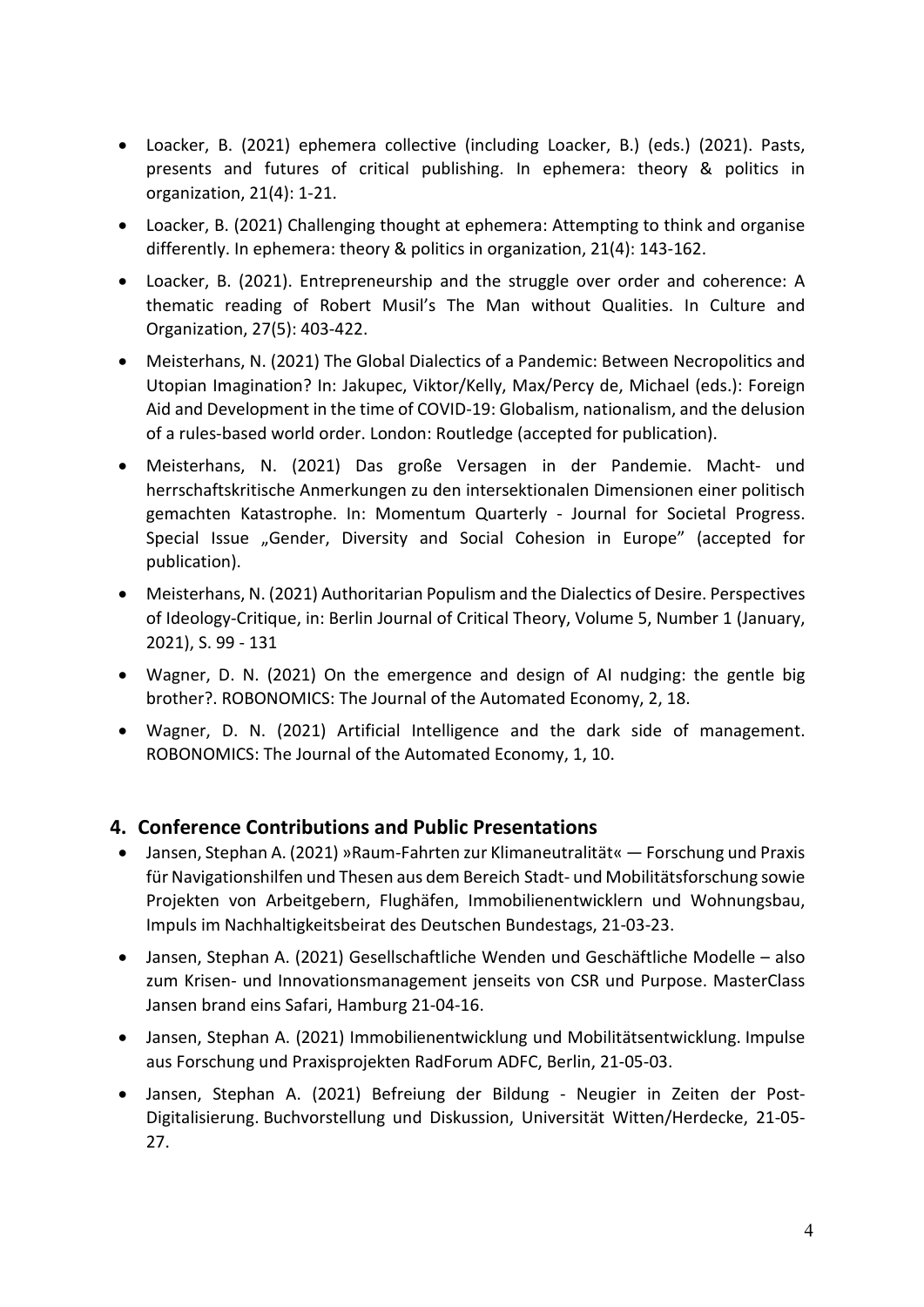- Loacker, B. (2021) ephemera collective (including Loacker, B.) (eds.) (2021). Pasts, presents and futures of critical publishing. In ephemera: theory & politics in organization, 21(4): 1-21.
- Loacker, B. (2021) Challenging thought at ephemera: Attempting to think and organise differently. In ephemera: theory & politics in organization, 21(4): 143-162.
- Loacker, B. (2021). Entrepreneurship and the struggle over order and coherence: A thematic reading of Robert Musil's The Man without Qualities. In Culture and Organization, 27(5): 403-422.
- Meisterhans, N. (2021) The Global Dialectics of a Pandemic: Between Necropolitics and Utopian Imagination? In: Jakupec, Viktor/Kelly, Max/Percy de, Michael (eds.): Foreign Aid and Development in the time of COVID-19: Globalism, nationalism, and the delusion of a rules-based world order. London: Routledge (accepted for publication).
- Meisterhans, N. (2021) Das große Versagen in der Pandemie. Macht- und herrschaftskritische Anmerkungen zu den intersektionalen Dimensionen einer politisch gemachten Katastrophe. In: Momentum Quarterly - Journal for Societal Progress. Special Issue „Gender, Diversity and Social Cohesion in Europe" (accepted for publication).
- Meisterhans, N. (2021) Authoritarian Populism and the Dialectics of Desire. Perspectives of Ideology-Critique, in: Berlin Journal of Critical Theory, Volume 5, Number 1 (January, 2021), S. 99 - 131
- Wagner, D. N. (2021) On the emergence and design of AI nudging: the gentle big brother?. ROBONOMICS: The Journal of the Automated Economy, 2, 18.
- Wagner, D. N. (2021) Artificial Intelligence and the dark side of management. ROBONOMICS: The Journal of the Automated Economy, 1, 10.

## 4. Conference Contributions and Public Presentations

- Jansen, Stephan A. (2021) »Raum-Fahrten zur Klimaneutralität« — Forschung und Praxis für Navigationshilfen und Thesen aus dem Bereich Stadt- und Mobilitätsforschung sowie Projekten von Arbeitgebern, Flughäfen, Immobilienentwicklern und Wohnungsbau, Impuls im Nachhaltigkeitsbeirat des Deutschen Bundestags, 21-03-23.
- Jansen, Stephan A. (2021) Gesellschaftliche Wenden und Geschäftliche Modelle – also zum Krisen- und Innovationsmanagement jenseits von CSR und Purpose. MasterClass Jansen brand eins Safari, Hamburg 21-04-16.
- Jansen, Stephan A. (2021) Immobilienentwicklung und Mobilitätsentwicklung. Impulse aus Forschung und Praxisprojekten RadForum ADFC, Berlin, 21-05-03.
- Jansen, Stephan A. (2021) Befreiung der Bildung - Neugier in Zeiten der Post-Digitalisierung. Buchvorstellung und Diskussion, Universität Witten/Herdecke, 21-05-27.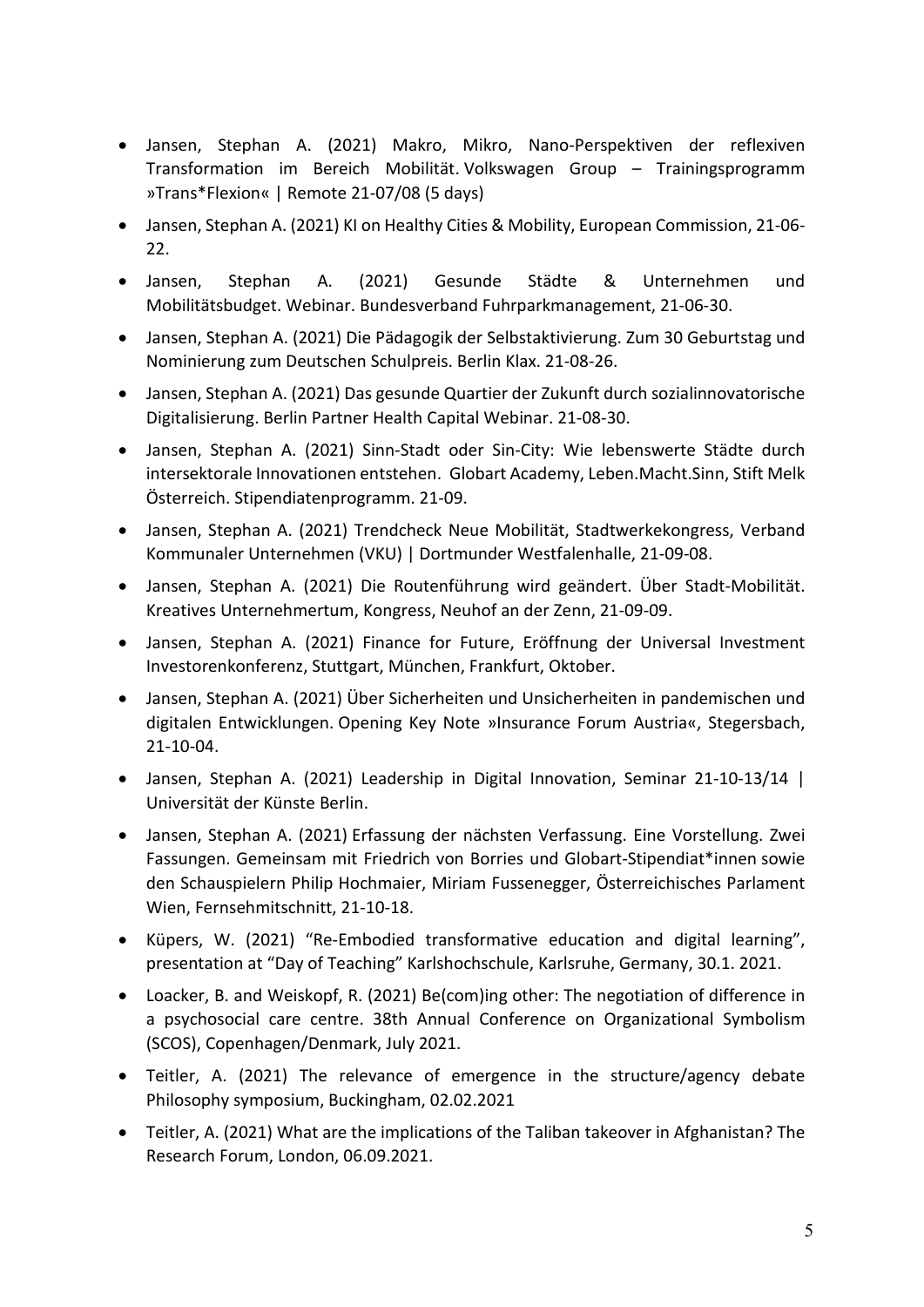- Jansen, Stephan A. (2021) Makro, Mikro, Nano-Perspektiven der reflexiven Transformation im Bereich Mobilität. Volkswagen Group – Trainingsprogramm »Trans*Flexion« | Remote 21-07/08 (5 days)
- Jansen, Stephan A. (2021) KI on Healthy Cities & Mobility, European Commission, 21-06-22.
- Jansen, Stephan A. (2021) Gesunde Städte & Unternehmen und Mobilitätsbudget. Webinar. Bundesverband Fuhrparkmanagement, 21-06-30.
- Jansen, Stephan A. (2021) Die Pädagogik der Selbstaktivierung. Zum 30 Geburtstag und Nominierung zum Deutschen Schulpreis. Berlin Klax. 21-08-26.
- Jansen, Stephan A. (2021) Das gesunde Quartier der Zukunft durch sozialinnovatorische Digitalisierung. Berlin Partner Health Capital Webinar. 21-08-30.
- Jansen, Stephan A. (2021) Sinn-Stadt oder Sin-City: Wie lebenswerte Städte durch intersektorale Innovationen entstehen. Globart Academy, Leben.Macht.Sinn, Stift Melk Österreich. Stipendiatenprogramm. 21-09.
- Jansen, Stephan A. (2021) Trendcheck Neue Mobilität, Stadtwerkekongress, Verband Kommunaler Unternehmen (VKU) | Dortmunder Westfalenhalle, 21-09-08.
- Jansen, Stephan A. (2021) Die Routenführung wird geändert. Über Stadt-Mobilität. Kreatives Unternehmertum, Kongress, Neuhof an der Zenn, 21-09-09.
- Jansen, Stephan A. (2021) Finance for Future, Eröffnung der Universal Investment Investorenkonferenz, Stuttgart, München, Frankfurt, Oktober.
- Jansen, Stephan A. (2021) Über Sicherheiten und Unsicherheiten in pandemischen und digitalen Entwicklungen. Opening Key Note »Insurance Forum Austria«, Stegersbach, 21-10-04.
- Jansen, Stephan A. (2021) Leadership in Digital Innovation, Seminar 21-10-13/14 | Universität der Künste Berlin.
- Jansen, Stephan A. (2021) Erfassung der nächsten Verfassung. Eine Vorstellung. Zwei Fassungen. Gemeinsam mit Friedrich von Borries und Globart-Stipendiat*innen sowie den Schauspielern Philip Hochmaier, Miriam Fussenegger, Österreichisches Parlament Wien, Fernsehmitschnitt, 21-10-18.
- Küpers, W. (2021) "Re-Embodied transformative education and digital learning", presentation at "Day of Teaching" Karlshochschule, Karlsruhe, Germany, 30.1. 2021.
- Loacker, B. and Weiskopf, R. (2021) Be(com)ing other: The negotiation of difference in a psychosocial care centre. 38th Annual Conference on Organizational Symbolism (SCOS), Copenhagen/Denmark, July 2021.
- Teitler, A. (2021) The relevance of emergence in the structure/agency debate Philosophy symposium, Buckingham, 02.02.2021
- Teitler, A. (2021) What are the implications of the Taliban takeover in Afghanistan? The Research Forum, London, 06.09.2021.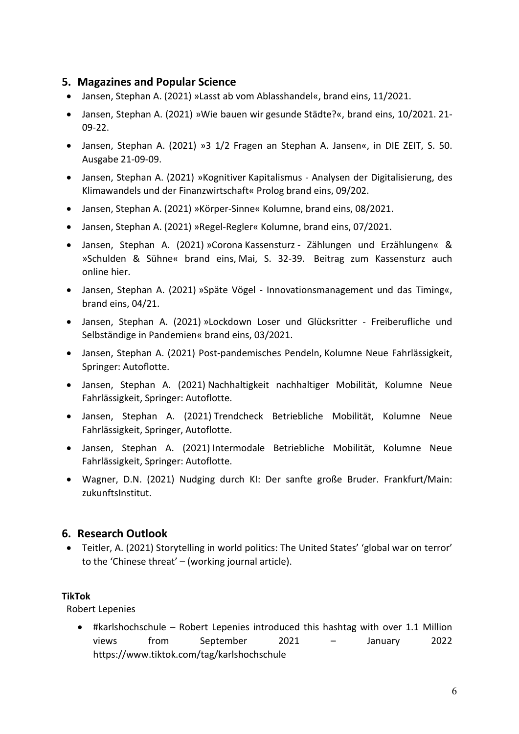## 5. Magazines and Popular Science

- Jansen, Stephan A. (2021) »Lasst ab vom Ablasshandel«, brand eins, 11/2021.
- Jansen, Stephan A. (2021) »Wie bauen wir gesunde Städte?«, brand eins, 10/2021. 21-09-22.
- Jansen, Stephan A. (2021) »3 1/2 Fragen an Stephan A. Jansen«, in DIE ZEIT, S. 50. Ausgabe 21-09-09.
- Jansen, Stephan A. (2021) »Kognitiver Kapitalismus - Analysen der Digitalisierung, des Klimawandels und der Finanzwirtschaft« Prolog brand eins, 09/202.
- Jansen, Stephan A. (2021) »Körper-Sinne« Kolumne, brand eins, 08/2021.
- Jansen, Stephan A. (2021) »Regel-Regler« Kolumne, brand eins, 07/2021.
- Jansen, Stephan A. (2021) »Corona Kassensturz - Zählungen und Erzählungen« & »Schulden & Sühne« brand eins, Mai, S. 32-39. Beitrag zum Kassensturz auch online hier.
- Jansen, Stephan A. (2021) »Späte Vögel - Innovationsmanagement und das Timing«, brand eins, 04/21.
- Jansen, Stephan A. (2021) »Lockdown Loser und Glücksritter - Freiberufliche und Selbständige in Pandemien« brand eins, 03/2021.
- Jansen, Stephan A. (2021) Post-pandemisches Pendeln, Kolumne Neue Fahrlässigkeit, Springer: Autoflotte.
- Jansen, Stephan A. (2021) Nachhaltigkeit nachhaltiger Mobilität, Kolumne Neue Fahrlässigkeit, Springer: Autoflotte.
- Jansen, Stephan A. (2021) Trendcheck Betriebliche Mobilität, Kolumne Neue Fahrlässigkeit, Springer, Autoflotte.
- Jansen, Stephan A. (2021) Intermodale Betriebliche Mobilität, Kolumne Neue Fahrlässigkeit, Springer: Autoflotte.
- Wagner, D.N. (2021) Nudging durch KI: Der sanfte große Bruder. Frankfurt/Main: zukunftsInstitut.

## 6. Research Outlook

- Teitler, A. (2021) Storytelling in world politics: The United States' 'global war on terror' to the 'Chinese threat' – (working journal article).

**TikTok**

Robert Lepenies

- #karlshochschule – Robert Lepenies introduced this hashtag with over 1.1 Million views from September 2021 – January 2022 https://www.tiktok.com/tag/karlshochschule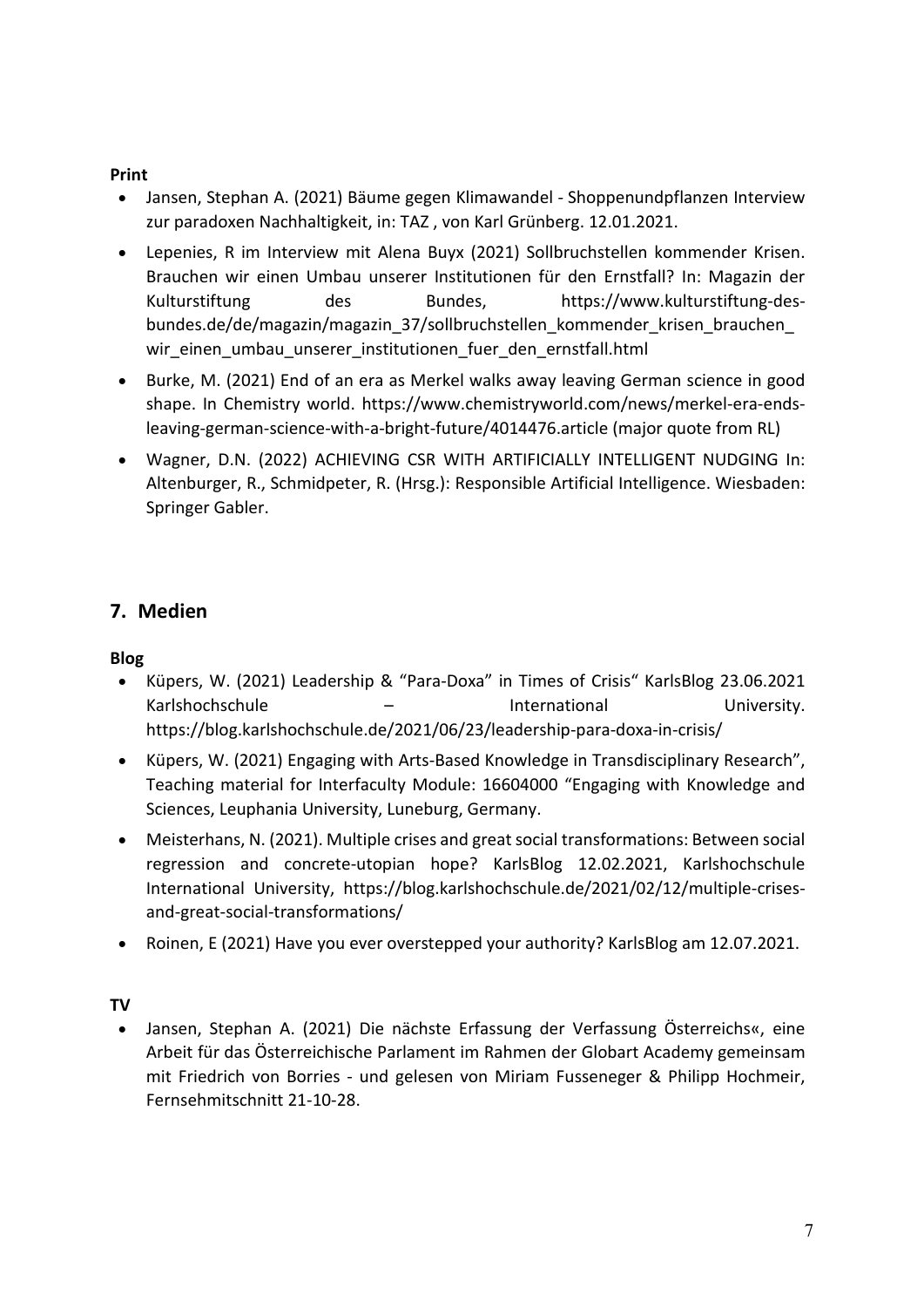**Print**

- Jansen, Stephan A. (2021) Bäume gegen Klimawandel - Shoppenundpflanzen Interview zur paradoxen Nachhaltigkeit, in: TAZ , von Karl Grünberg. 12.01.2021.
- Lepenies, R im Interview mit Alena Buyx (2021) Sollbruchstellen kommender Krisen. Brauchen wir einen Umbau unserer Institutionen für den Ernstfall? In: Magazin der Kulturstiftung des Bundes, https://www.kulturstiftung-des-bundes.de/de/magazin/magazin_37/sollbruchstellen_kommender_krisen_brauchen_wir_einen_umbau_unserer_institutionen_fuer_den_ernstfall.html
- Burke, M. (2021) End of an era as Merkel walks away leaving German science in good shape. In Chemistry world. https://www.chemistryworld.com/news/merkel-era-ends-leaving-german-science-with-a-bright-future/4014476.article (major quote from RL)
- Wagner, D.N. (2022) ACHIEVING CSR WITH ARTIFICIALLY INTELLIGENT NUDGING In: Altenburger, R., Schmidpeter, R. (Hrsg.): Responsible Artificial Intelligence. Wiesbaden: Springer Gabler.

## 7. Medien

**Blog**

- Küpers, W. (2021) Leadership & "Para-Doxa" in Times of Crisis" KarlsBlog 23.06.2021 Karlshochschule – International University. https://blog.karlshochschule.de/2021/06/23/leadership-para-doxa-in-crisis/
- Küpers, W. (2021) Engaging with Arts-Based Knowledge in Transdisciplinary Research", Teaching material for Interfaculty Module: 16604000 "Engaging with Knowledge and Sciences, Leuphania University, Luneburg, Germany.
- Meisterhans, N. (2021). Multiple crises and great social transformations: Between social regression and concrete-utopian hope? KarlsBlog 12.02.2021, Karlshochschule International University, https://blog.karlshochschule.de/2021/02/12/multiple-crises-and-great-social-transformations/
- Roinen, E (2021) Have you ever overstepped your authority? KarlsBlog am 12.07.2021.

**TV**

- Jansen, Stephan A. (2021) Die nächste Erfassung der Verfassung Österreichs«, eine Arbeit für das Österreichische Parlament im Rahmen der Globart Academy gemeinsam mit Friedrich von Borries - und gelesen von Miriam Fusseneger & Philipp Hochmeir, Fernsehmitschnitt 21-10-28.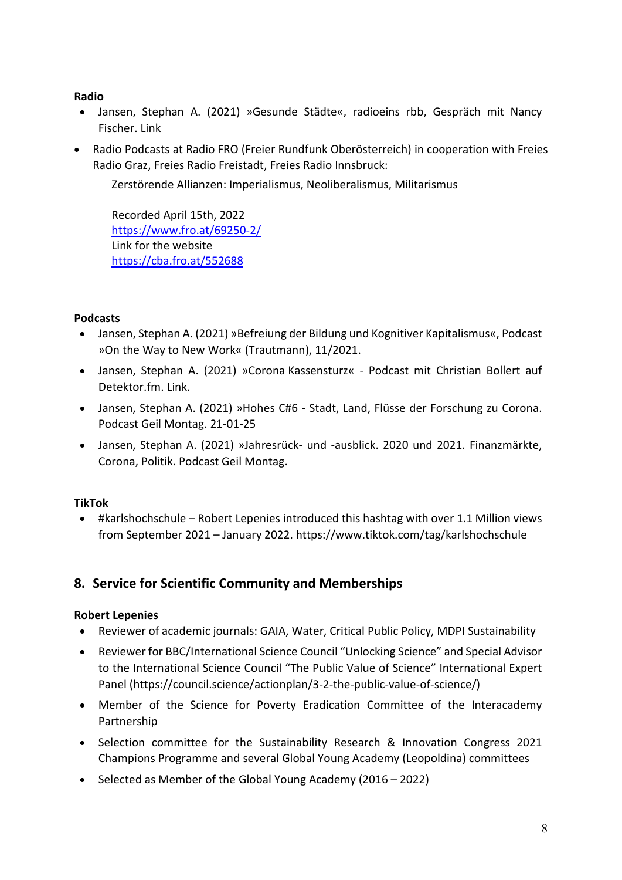**Radio**

- Jansen, Stephan A. (2021) »Gesunde Städte«, radioeins rbb, Gespräch mit Nancy Fischer. Link
- Radio Podcasts at Radio FRO (Freier Rundfunk Oberösterreich) in cooperation with Freies Radio Graz, Freies Radio Freistadt, Freies Radio Innsbruck:

  Zerstörende Allianzen: Imperialismus, Neoliberalismus, Militarismus

  Recorded April 15th, 2022
  https://www.fro.at/69250-2/
  Link for the website
  https://cba.fro.at/552688

**Podcasts**

- Jansen, Stephan A. (2021) »Befreiung der Bildung und Kognitiver Kapitalismus«, Podcast »On the Way to New Work« (Trautmann), 11/2021.
- Jansen, Stephan A. (2021) »Corona Kassensturz« - Podcast mit Christian Bollert auf Detektor.fm. Link.
- Jansen, Stephan A. (2021) »Hohes C#6 - Stadt, Land, Flüsse der Forschung zu Corona. Podcast Geil Montag. 21-01-25
- Jansen, Stephan A. (2021) »Jahresrück- und -ausblick. 2020 und 2021. Finanzmärkte, Corona, Politik. Podcast Geil Montag.

**TikTok**

- #karlshochschule – Robert Lepenies introduced this hashtag with over 1.1 Million views from September 2021 – January 2022. https://www.tiktok.com/tag/karlshochschule

## 8. Service for Scientific Community and Memberships

**Robert Lepenies**

- Reviewer of academic journals: GAIA, Water, Critical Public Policy, MDPI Sustainability
- Reviewer for BBC/International Science Council "Unlocking Science" and Special Advisor to the International Science Council "The Public Value of Science" International Expert Panel (https://council.science/actionplan/3-2-the-public-value-of-science/)
- Member of the Science for Poverty Eradication Committee of the Interacademy Partnership
- Selection committee for the Sustainability Research & Innovation Congress 2021 Champions Programme and several Global Young Academy (Leopoldina) committees
- Selected as Member of the Global Young Academy (2016 – 2022)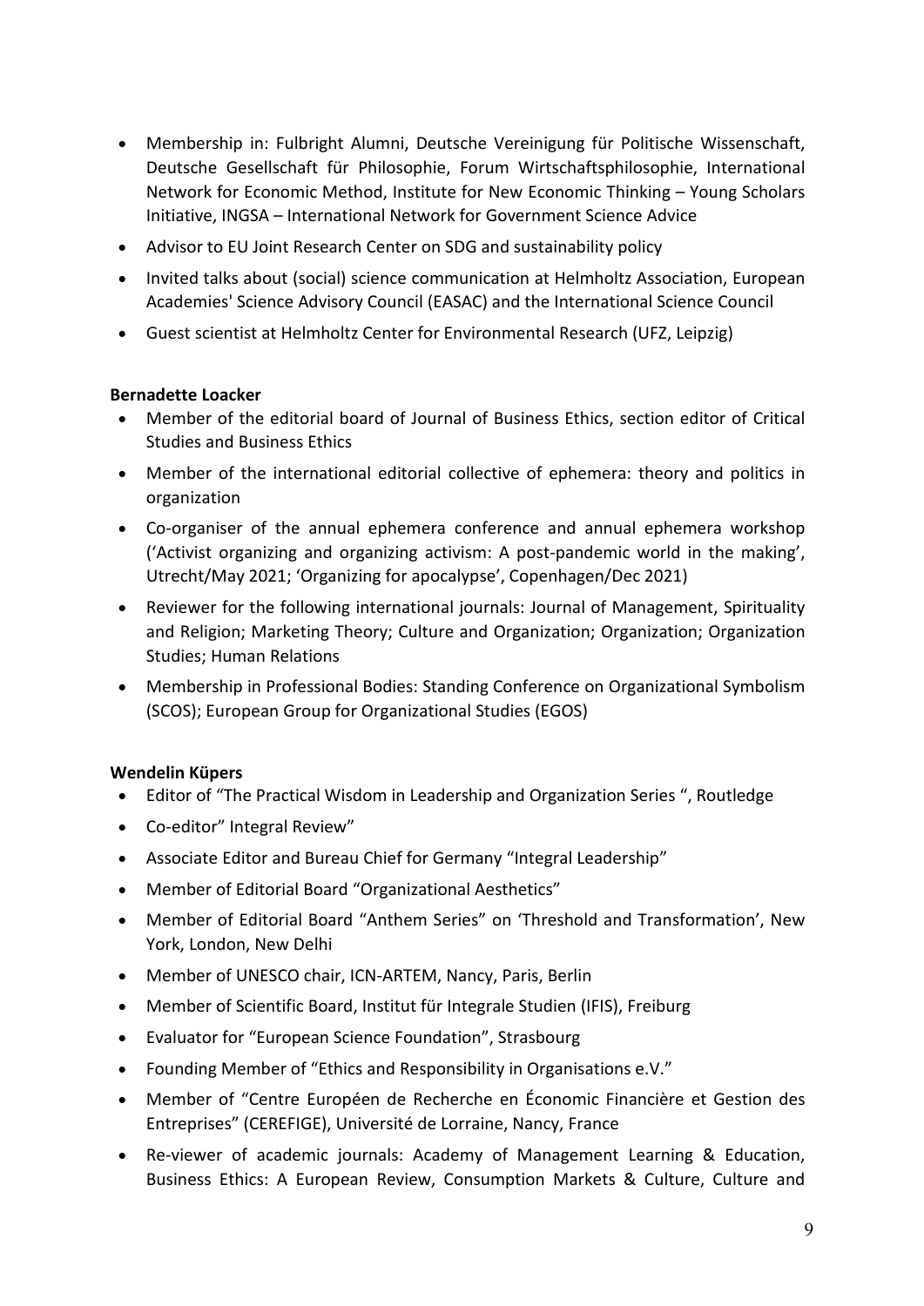- Membership in: Fulbright Alumni, Deutsche Vereinigung für Politische Wissenschaft, Deutsche Gesellschaft für Philosophie, Forum Wirtschaftsphilosophie, International Network for Economic Method, Institute for New Economic Thinking – Young Scholars Initiative, INGSA – International Network for Government Science Advice
- Advisor to EU Joint Research Center on SDG and sustainability policy
- Invited talks about (social) science communication at Helmholtz Association, European Academies' Science Advisory Council (EASAC) and the International Science Council
- Guest scientist at Helmholtz Center for Environmental Research (UFZ, Leipzig)

**Bernadette Loacker**

- Member of the editorial board of Journal of Business Ethics, section editor of Critical Studies and Business Ethics
- Member of the international editorial collective of ephemera: theory and politics in organization
- Co-organiser of the annual ephemera conference and annual ephemera workshop ('Activist organizing and organizing activism: A post-pandemic world in the making', Utrecht/May 2021; 'Organizing for apocalypse', Copenhagen/Dec 2021)
- Reviewer for the following international journals: Journal of Management, Spirituality and Religion; Marketing Theory; Culture and Organization; Organization; Organization Studies; Human Relations
- Membership in Professional Bodies: Standing Conference on Organizational Symbolism (SCOS); European Group for Organizational Studies (EGOS)

**Wendelin Küpers**

- Editor of "The Practical Wisdom in Leadership and Organization Series ", Routledge
- Co-editor" Integral Review"
- Associate Editor and Bureau Chief for Germany "Integral Leadership"
- Member of Editorial Board "Organizational Aesthetics"
- Member of Editorial Board "Anthem Series" on 'Threshold and Transformation', New York, London, New Delhi
- Member of UNESCO chair, ICN-ARTEM, Nancy, Paris, Berlin
- Member of Scientific Board, Institut für Integrale Studien (IFIS), Freiburg
- Evaluator for "European Science Foundation", Strasbourg
- Founding Member of "Ethics and Responsibility in Organisations e.V."
- Member of "Centre Européen de Recherche en Économic Financière et Gestion des Entreprises" (CEREFIGE), Université de Lorraine, Nancy, France
- Re-viewer of academic journals: Academy of Management Learning & Education, Business Ethics: A European Review, Consumption Markets & Culture, Culture and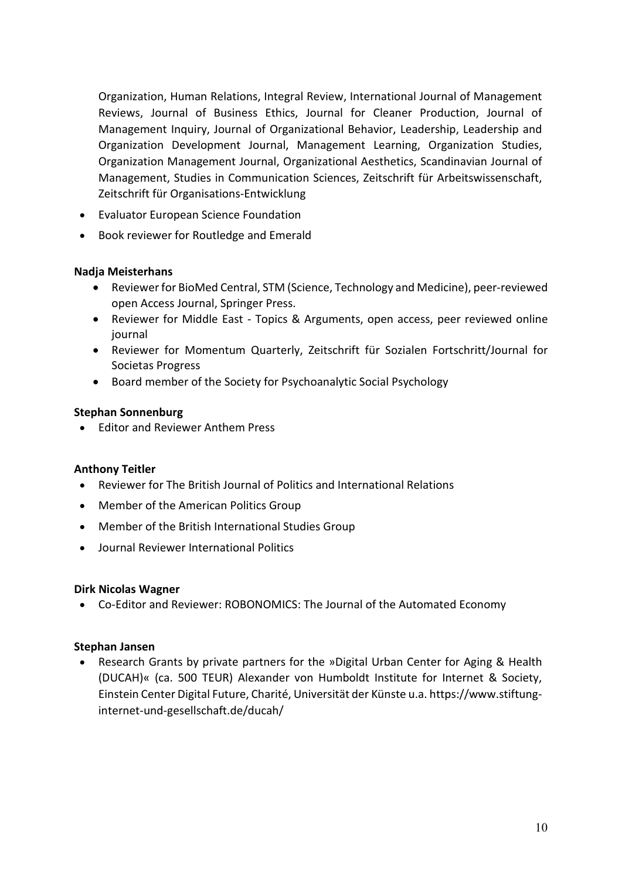Organization, Human Relations, Integral Review, International Journal of Management Reviews, Journal of Business Ethics, Journal for Cleaner Production, Journal of Management Inquiry, Journal of Organizational Behavior, Leadership, Leadership and Organization Development Journal, Management Learning, Organization Studies, Organization Management Journal, Organizational Aesthetics, Scandinavian Journal of Management, Studies in Communication Sciences, Zeitschrift für Arbeitswissenschaft, Zeitschrift für Organisations-Entwicklung

- Evaluator European Science Foundation
- Book reviewer for Routledge and Emerald

**Nadja Meisterhans**

- Reviewer for BioMed Central, STM (Science, Technology and Medicine), peer-reviewed open Access Journal, Springer Press.
- Reviewer for Middle East - Topics & Arguments, open access, peer reviewed online journal
- Reviewer for Momentum Quarterly, Zeitschrift für Sozialen Fortschritt/Journal for Societas Progress
- Board member of the Society for Psychoanalytic Social Psychology

**Stephan Sonnenburg**

- Editor and Reviewer Anthem Press

**Anthony Teitler**

- Reviewer for The British Journal of Politics and International Relations
- Member of the American Politics Group
- Member of the British International Studies Group
- Journal Reviewer International Politics

**Dirk Nicolas Wagner**

- Co-Editor and Reviewer: ROBONOMICS: The Journal of the Automated Economy

**Stephan Jansen**

- Research Grants by private partners for the »Digital Urban Center for Aging & Health (DUCAH)« (ca. 500 TEUR) Alexander von Humboldt Institute for Internet & Society, Einstein Center Digital Future, Charité, Universität der Künste u.a. https://www.stiftung-internet-und-gesellschaft.de/ducah/